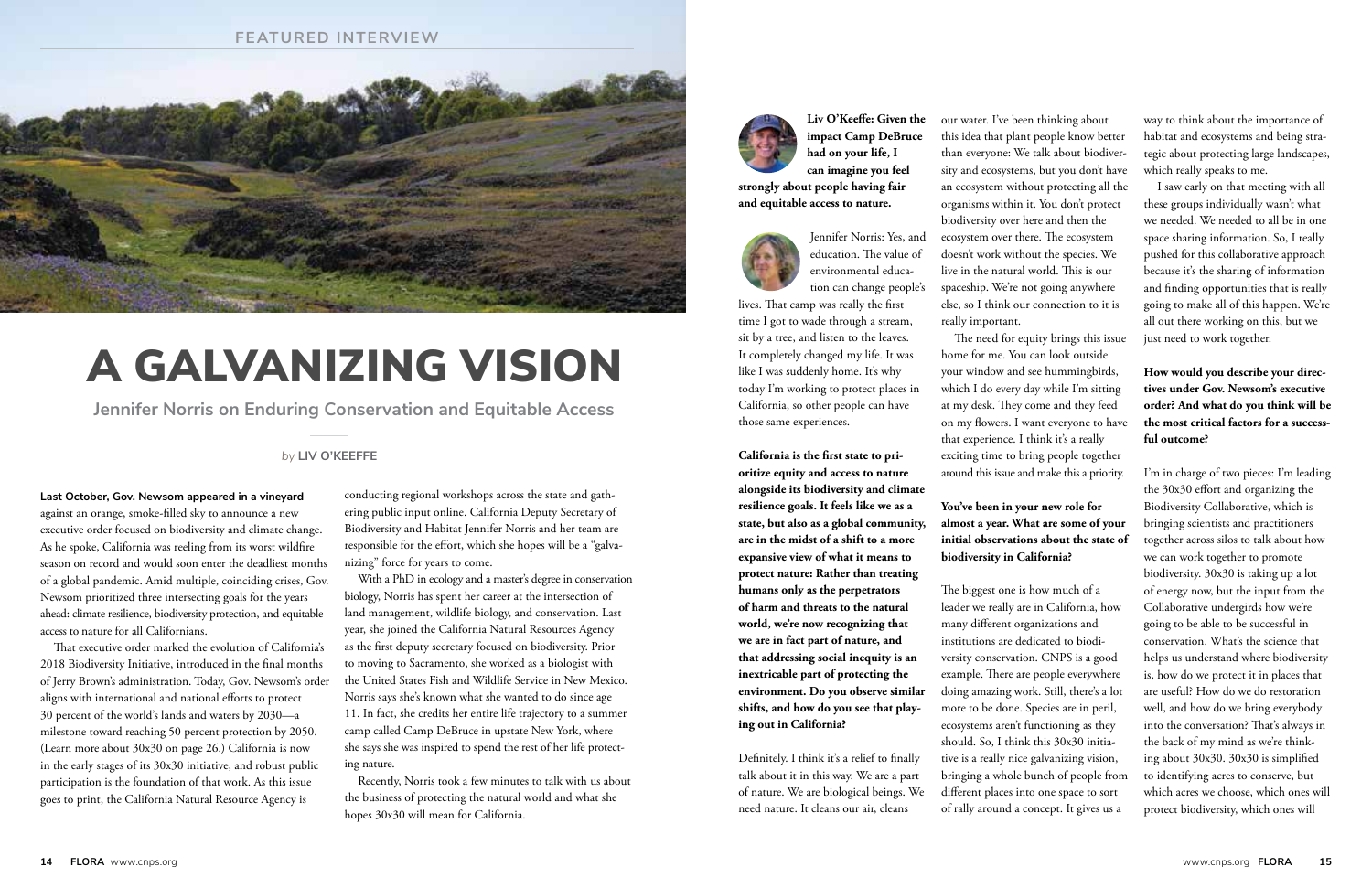FEATURED INTERVIEW

# A GALVANIZING VISION

## Jennifer Norris on Enduring Conservation and Equitable Access

*by* **LIV O'KEEFFE**

**Last October, Gov. Newsom appeared in a vineyard** against an orange, smoke-filled sky to announce a new executive order focused on biodiversity and climate change. As he spoke, California was reeling from its worst wildfire season on record and would soon enter the deadliest months of a global pandemic. Amid multiple, coinciding crises, Gov. Newsom prioritized three intersecting goals for the years ahead: climate resilience, biodiversity protection, and equitable access to nature for all Californians.

That executive order marked the evolution of California's 2018 Biodiversity Initiative, introduced in the final months of Jerry Brown's administration. Today, Gov. Newsom's order aligns with international and national efforts to protect 30 percent of the world's lands and waters by 2030—a milestone toward reaching 50 percent protection by 2050. (Learn more about 30x30 on page 26.) California is now in the early stages of its 30x30 initiative, and robust public participation is the foundation of that work. As this issue goes to print, the California Natural Resource Agency is conducting regional workshops across the state and gathering public input online. California Deputy Secretary of Biodiversity and Habitat Jennifer Norris and her team are responsible for the effort, which she hopes will be a "galvanizing" force for years to come.

With a PhD in ecology and a master's degree in conservation biology, Norris has spent her career at the intersection of land management, wildlife biology, and conservation. Last year, she joined the California Natural Resources Agency as the first deputy secretary focused on biodiversity. Prior to moving to Sacramento, she worked as a biologist with the United States Fish and Wildlife Service in New Mexico. Norris says she's known what she wanted to do since age 11. In fact, she credits her entire life trajectory to a summer camp called Camp DeBruce in upstate New York, where she was inspired to spend the rest of her life protecting nature.

Recently, Norris took a few minutes to talk with us about the business of protecting the natural world and what she hopes 30x30 will mean for California.

**Liv O'Keeffe: Given the impact Camp DeBruce had on your life, I can imagine you feel strongly about people having fair and equitable access to nature.**

Jennifer Norris: Yes, and education. The value of environmental education can change people's lives. That camp was really the first time I got to wade through a stream, sit by a tree, and listen to the leaves. It completely changed my life. It was like I was suddenly home. It's why today I'm working to protect places in California, so other people can have those same experiences.

**California is the first state to prioritize equity and access to nature alongside its biodiversity and climate resilience goals. It feels like we as a state, but also as a global community, are in the midst of a shift to a more expansive view of what it means to protect nature: Rather than treating humans only as the perpetrators of harm and threats to the natural world, we're now recognizing that we are in fact part of nature, and that addressing social inequity is an inextricable part of protecting the environment. Do you observe similar shifts, and how do you see that playing out in California?**

Definitely. I think it's a relief to finally talk about it in this way. We are a part of nature. We are biological beings. We need nature. It cleans our air, cleans our water. I've been thinking about this idea that plant people know better than everyone: We talk about biodiversity and ecosystems, but you don't have an ecosystem without protecting all the organisms within it. You don't protect biodiversity over here and then the ecosystem over there. The ecosystem doesn't work without the species. We live in the natural world. This is our spaceship. We're not going anywhere else, so I think our connection to it is really important.

The need for equity brings this issue home for me. You can look outside your window and see hummingbirds, which I do every day while I'm sitting at my desk. They come and they feed on my flowers. I want everyone to have that experience. I think it's a really exciting time to bring people together around this issue and make this a priority.

**You've been in your new role for almost a year. What are some of your initial observations about the state of biodiversity in California?**

The biggest one is how much of a leader we really are in California, how many different organizations and institutions are dedicated to biodiversity conservation. CNPS is a good example. There are people everywhere doing amazing work. Still, there's a lot more to be done. Species are in peril, ecosystems aren't functioning as they should. So, I think this 30x30 initiative is a really nice galvanizing vision, bringing a whole bunch of people from different places into one space to sort of rally around a concept. It gives us a way to think about the importance of habitat and ecosystems and being strategic about protecting large landscapes, which really speaks to me.

I saw early on that meeting with all these groups individually wasn't what we needed. We needed to all be in one space sharing information. So, I really pushed for this collaborative approach because it's the sharing of information and finding opportunities that is really going to make all of this happen. We're all out there working on this, but we just need to work together.

**How would you describe your directives under Gov. Newsom's executive order? And what do you think will be the most critical factors for a successful outcome?**

I'm in charge of two pieces: I'm leading the 30x30 effort and organizing the Biodiversity Collaborative, which is bringing scientists and practitioners together across silos to talk about how we can work together to promote biodiversity. 30x30 is taking up a lot of energy now, but the input from the Collaborative undergirds how we're going to be able to be successful in conservation. What's the science that helps us understand where biodiversity is, how do we protect it in places that are useful? How do we do restoration well, and how do we bring everybody into the conversation? That's always in the back of my mind as we're thinking about 30x30. 30x30 is simplified to identifying acres to conserve, but which acres we choose, which ones will protect biodiversity, which ones will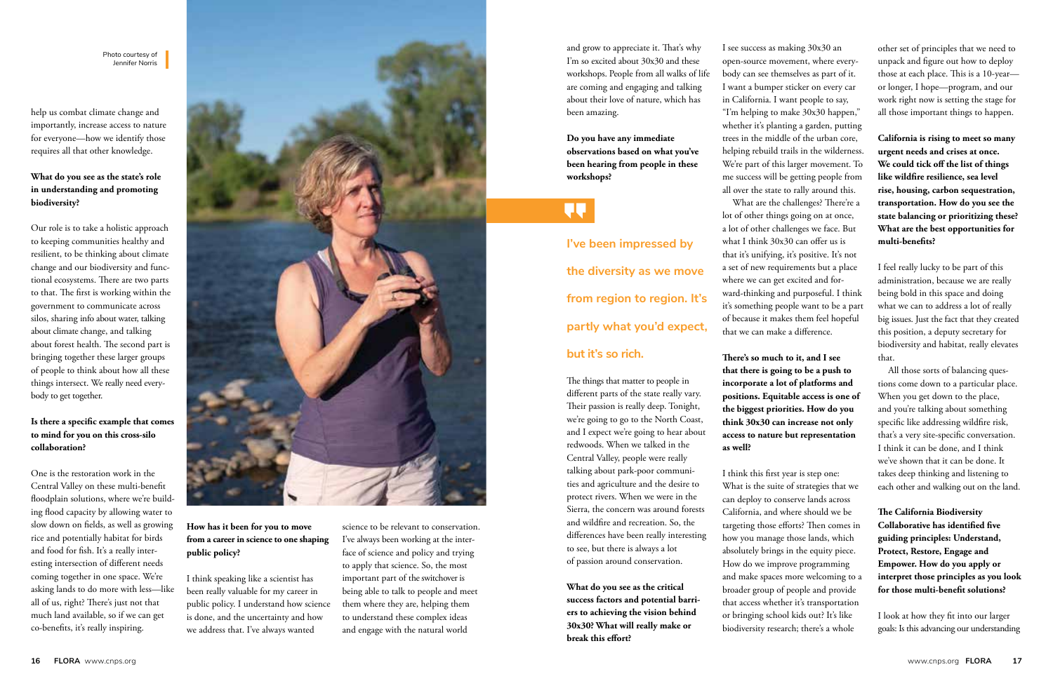Photo courtesy of Jennifer Norris

help us combat climate change and importantly, increase access to nature for everyone—how we identify those requires all that other knowledge.

**What do you see as the state's role in understanding and promoting biodiversity?**

Our role is to take a holistic approach to keeping communities healthy and resilient, to be thinking about climate change and our biodiversity and functional ecosystems. There are two parts to that. The first is working within the government to communicate across silos, sharing info about water, talking about climate change, and talking about forest health. The second part is bringing together these larger groups of people to think about how all these things intersect. We really need everybody to get together.

**Is there a specific example that comes to mind for you on this cross-silo collaboration?**

One is the restoration work in the Central Valley on these multi-benefit floodplain solutions, where we're building flood capacity by allowing water to slow down on fields, as well as growing rice and potentially habitat for birds and food for fish. It's a really interesting intersection of different needs coming together in one space. We're asking lands to do more with less—like all of us, right? There's just not that much land available, so if we can get co-benefits, it's really inspiring.

**How has it been for you to move from a career in science to one shaping public policy?**

I think speaking like a scientist has been really valuable for my career in public policy. I understand how science is done, and the uncertainty and how we address that. I've always wanted science to be relevant to conservation. I've always been working at the interface of science and policy and trying to apply that science. So, the most important part of the switchover is being able to talk to people and meet them where they are, helping them to understand these complex ideas and engage with the natural world and grow to appreciate it. That's why I'm so excited about 30x30 and these workshops. People from all walks of life are coming and engaging and talking about their love of nature, which has been amazing.

**Do you have any immediate observations based on what you've been hearing from people in these workshops?**

> I've been impressed by the diversity as we move from region to region. It's partly what you'd expect, but it's so rich.

The things that matter to people in different parts of the state really vary. Their passion is really deep. Tonight, we're going to go to the North Coast, and I expect we're going to hear about redwoods. When we talked in the Central Valley, people were really talking about park-poor communities and agriculture and the desire to protect rivers. When we were in the Sierra, the concern was around forests and wildfire and recreation. So, the differences have been really interesting to see, but there is always a lot of passion around conservation.

**What do you see as the critical success factors and potential barriers to achieving the vision behind 30x30? What will really make or break this effort?**

I see success as making 30x30 an open-source movement, where everybody can see themselves as part of it. I want a bumper sticker on every car in California. I want people to say, "I'm helping to make 30x30 happen," whether it's planting a garden, putting trees in the middle of the urban core, helping rebuild trails in the wilderness. We're part of this larger movement. To me success will be getting people from all over the state to rally around this.

What are the challenges? There're a lot of other things going on at once, a lot of other challenges we face. But what I think 30x30 can offer us is that it's unifying, it's positive. It's not a set of new requirements but a place where we can get excited and forward-thinking and purposeful. I think it's something people want to be a part of because it makes them feel hopeful that we can make a difference.

**There's so much to it, and I see that there is going to be a push to incorporate a lot of platforms and positions. Equitable access is one of the biggest priorities. How do you think 30x30 can increase not only access to nature but representation as well?**

I think this first year is step one: What is the suite of strategies that we can deploy to conserve lands across California, and where should we be targeting those efforts? Then comes in how you manage those lands, which absolutely brings in the equity piece. How do we improve programming and make spaces more welcoming to a broader group of people and provide that access whether it's transportation or bringing school kids out? It's like biodiversity research; there's a whole other set of principles that we need to unpack and figure out how to deploy those at each place. This is a 10-year—or longer, I hope—program, and our work right now is setting the stage for all those important things to happen.

**California is rising to meet so many urgent needs and crises at once. We could tick off the list of things like wildfire resilience, sea level rise, housing, carbon sequestration, transportation. How do you see the state balancing or prioritizing these? What are the best opportunities for multi-benefits?**

I feel really lucky to be part of this administration, because we are really being bold in this space and doing what we can to address a lot of really big issues. Just the fact that they created this position, a deputy secretary for biodiversity and habitat, really elevates that.

All those sorts of balancing questions come down to a particular place. When you get down to the place, and you're talking about something specific like addressing wildfire risk, that's a very site-specific conversation. I think it can be done, and I think we've shown that it can be done. It takes deep thinking and listening to each other and walking out on the land.

**The California Biodiversity Collaborative has identified five guiding principles: Understand, Protect, Serve, Engage and Empower. How do you apply or interpret these principles as you look for those multi-benefit solutions?**

I look at how they fit into our larger goals: Is this advancing our understanding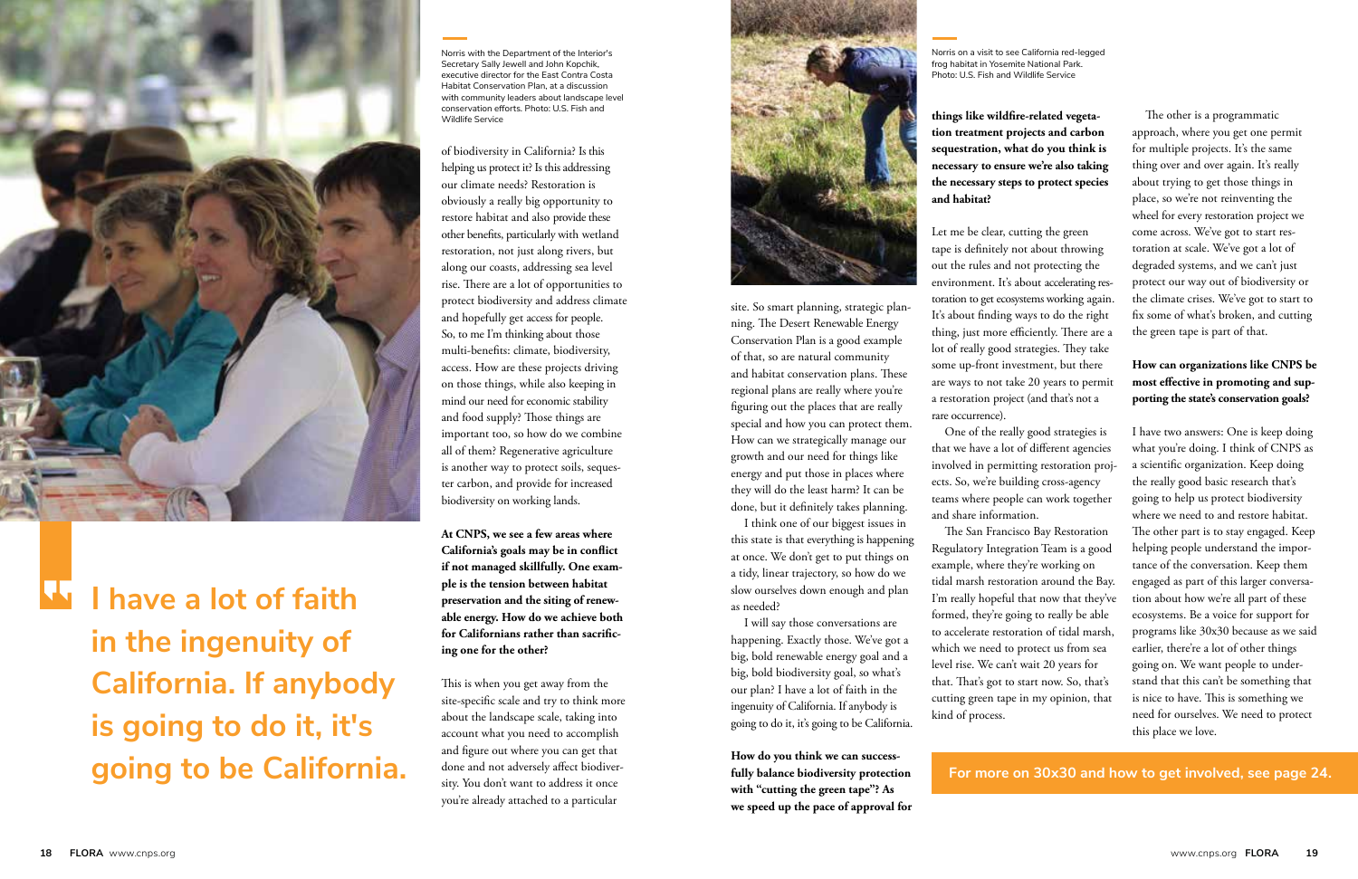Norris with the Department of the Interior's Secretary Sally Jewell and John Kopchik, executive director for the East Contra Costa Habitat Conservation Plan, at a discussion with community leaders about landscape level conservation efforts. Photo: U.S. Fish and Wildlife Service

> **I have a lot of faith in the ingenuity of California. If anybody is going to do it, it's going to be California.**

of biodiversity in California? Is this helping us protect it? Is this addressing our climate needs? Restoration is obviously a really big opportunity to restore habitat and also provide these other benefits, particularly with wetland restoration, not just along rivers, but along our coasts, addressing sea level rise. There are a lot of opportunities to protect biodiversity and address climate and hopefully get access for people. So, to me I'm thinking about those multi-benefits: climate, biodiversity, access. How are these projects driving on those things, while also keeping in mind our need for economic stability and food supply? Those things are important too, so how do we combine all of them? Regenerative agriculture is another way to protect soils, sequester carbon, and provide for increased biodiversity on working lands.

**At CNPS, we see a few areas where California's goals may be in conflict if not managed skillfully. One example is the tension between habitat preservation and the siting of renewable energy. How do we achieve both for Californians rather than sacrificing one for the other?**

This is when you get away from the site-specific scale and try to think more about the landscape scale, taking into account what you need to accomplish and figure out where you can get that done and not adversely affect biodiversity. You don't want to address it once you're already attached to a particular site. So smart planning, strategic planning. The Desert Renewable Energy Conservation Plan is a good example of that, so are natural community and habitat conservation plans. These regional plans are really where you're figuring out the places that are really special and how you can protect them. How can we strategically manage our growth and our need for things like energy and put those in places where they will do the least harm? It can be done, but it definitely takes planning.

I think one of our biggest issues in this state is that everything is happening at once. We don't get to put things on a tidy, linear trajectory, so how do we slow ourselves down enough and plan as needed?

I will say those conversations are happening. Exactly those. We've got a big, bold renewable energy goal and a big, bold biodiversity goal, so what's our plan? I have a lot of faith in the ingenuity of California. If anybody is going to do it, it's going to be California.

**How do you think we can successfully balance biodiversity protection with "cutting the green tape"? As we speed up the pace of approval for things like wildfire-related vegetation treatment projects and carbon sequestration, what do you think is necessary to ensure we're also taking the necessary steps to protect species and habitat?**

Norris on a visit to see California red-legged frog habitat in Yosemite National Park. Photo: U.S. Fish and Wildlife Service

Let me be clear, cutting the green tape is definitely not about throwing out the rules and not protecting the environment. It's about accelerating restoration to get ecosystems working again. It's about finding ways to do the right thing, just more efficiently. There are a lot of really good strategies. They take some up-front investment, but there are ways to not take 20 years to permit a restoration project (and that's not a rare occurrence).

One of the really good strategies is that we have a lot of different agencies involved in permitting restoration projects. So, we're building cross-agency teams where people can work together and share information.

The San Francisco Bay Restoration Regulatory Integration Team is a good example, where they're working on tidal marsh restoration around the Bay. I'm really hopeful that now that they've formed, they're going to really be able to accelerate restoration of tidal marsh, which we need to protect us from sea level rise. We can't wait 20 years for that. That's got to start now. So, that's cutting green tape in my opinion, that kind of process.

The other is a programmatic approach, where you get one permit for multiple projects. It's the same thing over and over again. It's really about trying to get those things in place, so we're not reinventing the wheel for every restoration project we come across. We've got to start restoration at scale. We've got a lot of degraded systems, and we can't just protect our way out of biodiversity or the climate crises. We've got to start to fix some of what's broken, and cutting the green tape is part of that.

**How can organizations like CNPS be most effective in promoting and supporting the state's conservation goals?**

I have two answers: One is keep doing what you're doing. I think of CNPS as a scientific organization. Keep doing the really good basic research that's going to help us protect biodiversity where we need to and restore habitat. The other part is to stay engaged. Keep helping people understand the importance of the conversation. Keep them engaged as part of this larger conversation about how we're all part of these ecosystems. Be a voice for support for programs like 30x30 because as we said earlier, there're a lot of other things going on. We want people to understand that this can't be something that is nice to have. This is something we need for ourselves. We need to protect this place we love.

**For more on 30x30 and how to get involved, see page 24.**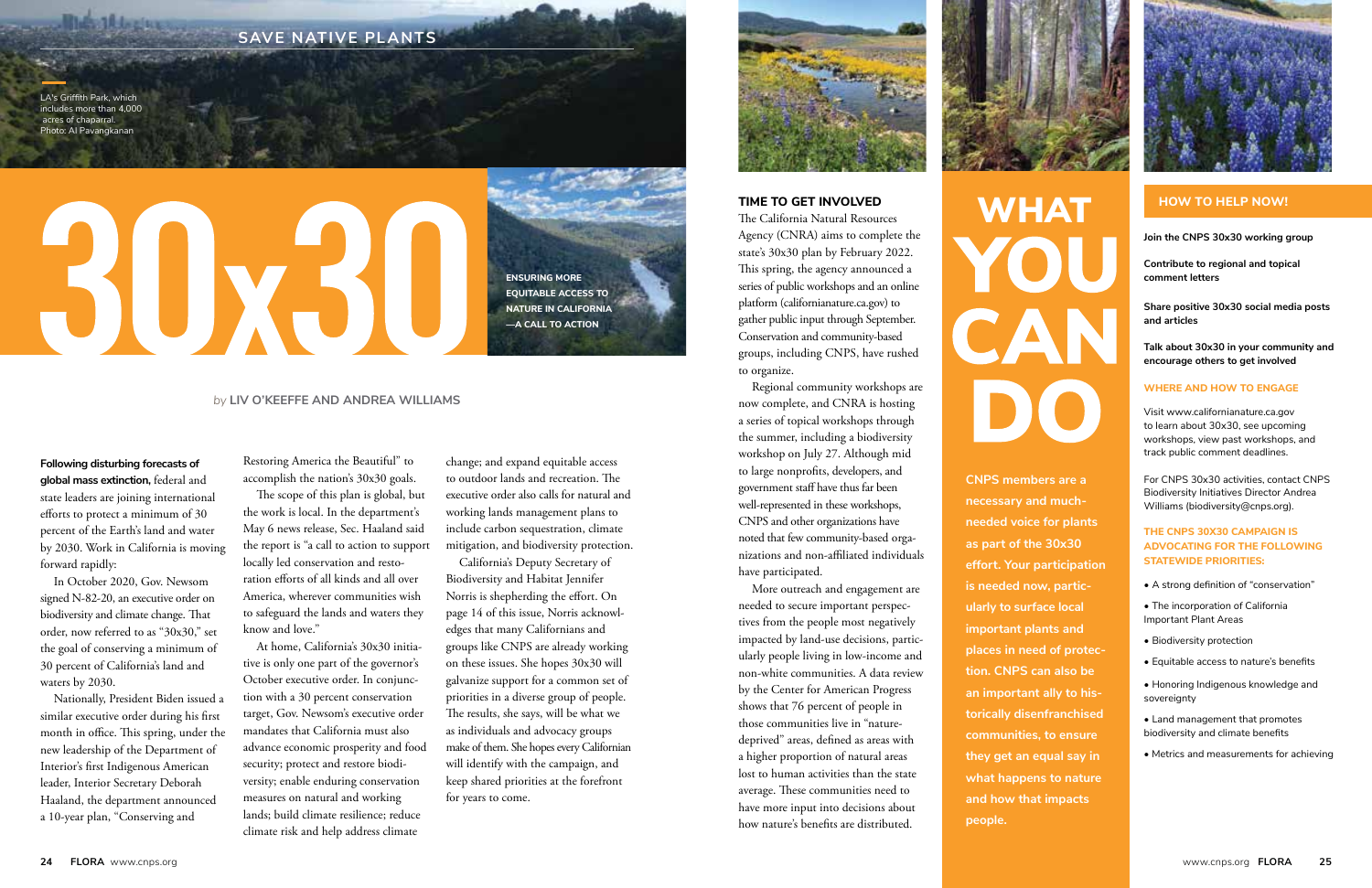SAVE NATIVE PLANTS

LA's Griffith Park, which includes more than 4,000 acres of chaparral. Photo: Al Pavangkanan

# 30x30

**ENSURING MORE EQUITABLE ACCESS TO NATURE IN CALIFORNIA —A CALL TO ACTION**

*by* **LIV O'KEEFFE AND ANDREA WILLIAMS**

**Following disturbing forecasts of global mass extinction,** federal and state leaders are joining international efforts to protect a minimum of 30 percent of the Earth's land and water by 2030. Work in California is moving forward rapidly:

In October 2020, Gov. Newsom signed N-82-20, an executive order on biodiversity and climate change. That order, now referred to as "30x30," set the goal of conserving a minimum of 30 percent of California's land and waters by 2030.

Nationally, President Biden issued a similar executive order during his first month in office. This spring, under the new leadership of the Department of Interior's first Indigenous American leader, Interior Secretary Deborah Haaland, the department announced a 10-year plan, "Conserving and Restoring America the Beautiful" to accomplish the nation's 30x30 goals.

The scope of this plan is global, but the work is local. In the department's May 6 news release, Sec. Haaland said the report is "a call to action to support locally led conservation and restoration efforts of all kinds and all over America, wherever communities wish to safeguard the lands and waters they know and love."

At home, California's 30x30 initiative is only one part of the governor's October executive order. In conjunction with a 30 percent conservation target, Gov. Newsom's executive order mandates that California must also advance economic prosperity and food security; protect and restore biodiversity; enable enduring conservation measures on natural and working lands; build climate resilience; reduce climate risk and help address climate change; and expand equitable access to outdoor lands and recreation. The executive order also calls for natural and working lands management plans to include carbon sequestration, climate mitigation, and biodiversity protection.

California's Deputy Secretary of Biodiversity and Habitat Jennifer Norris is shepherding the effort. On page 14 of this issue, Norris acknowledges that many Californians and groups like CNPS are already working on these issues. She hopes 30x30 will galvanize support for a common set of priorities in a diverse group of people. The results, she says, will be what we as individuals and advocacy groups make of them. She hopes every Californian will identify with the campaign, and keep shared priorities at the forefront for years to come.

## TIME TO GET INVOLVED

The California Natural Resources Agency (CNRA) aims to complete the state's 30x30 plan by February 2022. This spring, the agency announced a series of public workshops and an online platform (californianature.ca.gov) to gather public input through September. Conservation and community-based groups, including CNPS, have rushed to organize.

Regional community workshops are now complete, and CNRA is hosting a series of topical workshops through the summer, including a biodiversity workshop on July 27. Although mid to large nonprofits, developers, and government staff have thus far been well-represented in these workshops, CNPS and other organizations have noted that few community-based organizations and non-affiliated individuals have participated.

More outreach and engagement are needed to secure important perspectives from the people most negatively impacted by land-use decisions, particularly people living in low-income and non-white communities. A data review by the Center for American Progress shows that 76 percent of people in those communities live in "nature-deprived" areas, defined as areas with a higher proportion of natural areas lost to human activities than the state average. These communities need to have more input into decisions about how nature's benefits are distributed.

# WHAT YOU CAN DO

**CNPS members are a necessary and much-needed voice for plants as part of the 30x30 effort. Your participation is needed now, particularly to surface local important plants and places in need of protection. CNPS can also be an important ally to historically disenfranchised communities, to ensure they get an equal say in what happens to nature and how that impacts people.**

## HOW TO HELP NOW!

**Join the CNPS 30x30 working group**

**Contribute to regional and topical comment letters**

**Share positive 30x30 social media posts and articles**

**Talk about 30x30 in your community and encourage others to get involved**

### WHERE AND HOW TO ENGAGE

Visit www.californianature.ca.gov to learn about 30x30, see upcoming workshops, view past workshops, and track public comment deadlines.

For CNPS 30x30 activities, contact CNPS Biodiversity Initiatives Director Andrea Williams (biodiversity@cnps.org).

### THE CNPS 30X30 CAMPAIGN IS ADVOCATING FOR THE FOLLOWING STATEWIDE PRIORITIES:

- A strong definition of "conservation"
- The incorporation of California Important Plant Areas
- Biodiversity protection
- Equitable access to nature's benefits
- Honoring Indigenous knowledge and sovereignty
- Land management that promotes biodiversity and climate benefits
- Metrics and measurements for achieving